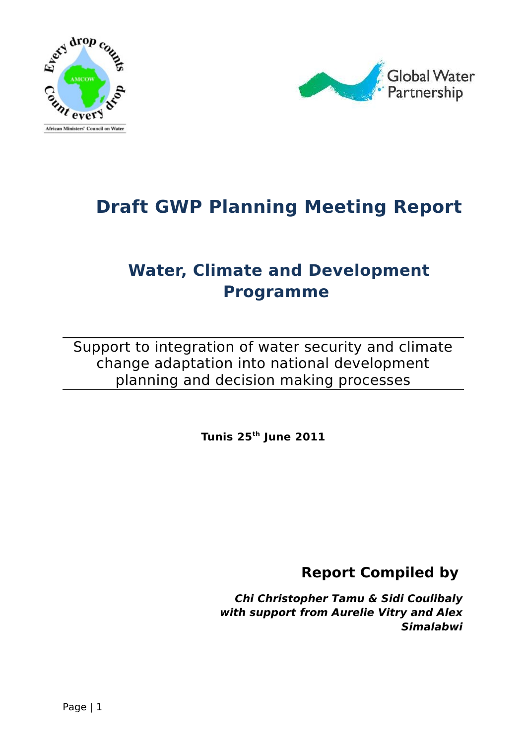# Draft GWP Planning Meeting Report

## Water, Climate and Development Programme

Support to integration of water security and climate change adaptation into national development planning and decision making processes

**Tunis 25th June 2011**

**Report Compiled by**

***Chi Christopher Tamu & Sidi Coulibaly with support from Aurelie Vitry and Alex Simalabwi***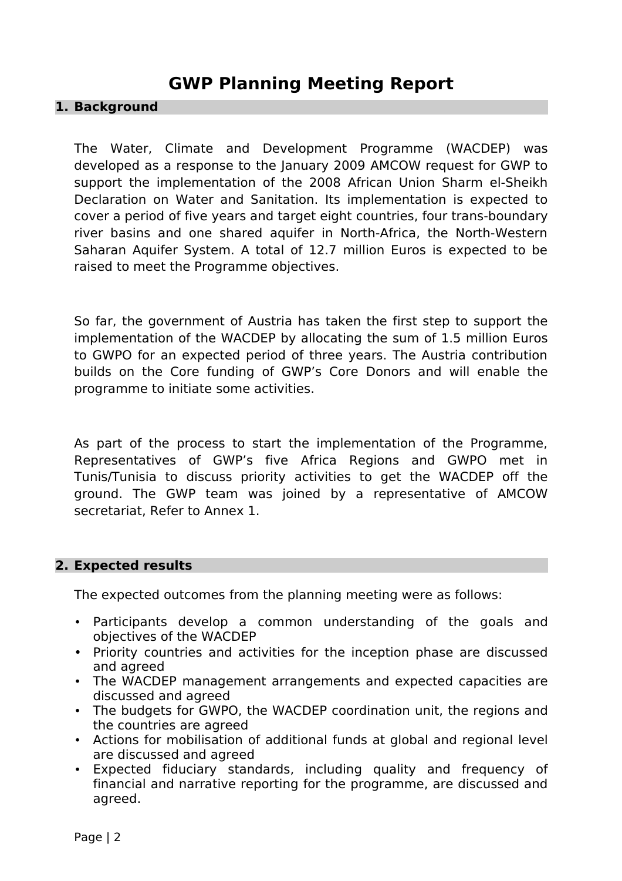# GWP Planning Meeting Report

## 1. Background

The Water, Climate and Development Programme (WACDEP) was developed as a response to the January 2009 AMCOW request for GWP to support the implementation of the 2008 African Union Sharm el-Sheikh Declaration on Water and Sanitation. Its implementation is expected to cover a period of five years and target eight countries, four trans-boundary river basins and one shared aquifer in North-Africa, the North-Western Saharan Aquifer System. A total of 12.7 million Euros is expected to be raised to meet the Programme objectives.

So far, the government of Austria has taken the first step to support the implementation of the WACDEP by allocating the sum of 1.5 million Euros to GWPO for an expected period of three years. The Austria contribution builds on the Core funding of GWP's Core Donors and will enable the programme to initiate some activities.

As part of the process to start the implementation of the Programme, Representatives of GWP's five Africa Regions and GWPO met in Tunis/Tunisia to discuss priority activities to get the WACDEP off the ground. The GWP team was joined by a representative of AMCOW secretariat, Refer to Annex 1.

## 2. Expected results

The expected outcomes from the planning meeting were as follows:

- Participants develop a common understanding of the goals and objectives of the WACDEP
- Priority countries and activities for the inception phase are discussed and agreed
- The WACDEP management arrangements and expected capacities are discussed and agreed
- The budgets for GWPO, the WACDEP coordination unit, the regions and the countries are agreed
- Actions for mobilisation of additional funds at global and regional level are discussed and agreed
- Expected fiduciary standards, including quality and frequency of financial and narrative reporting for the programme, are discussed and agreed.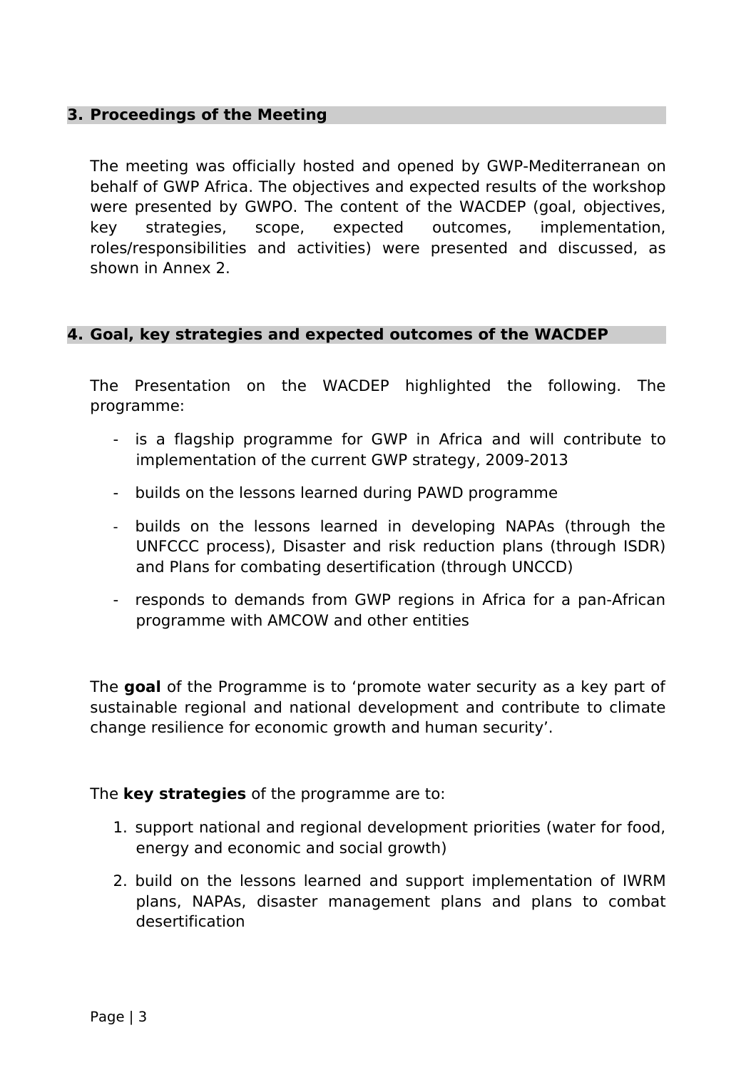## 3. Proceedings of the Meeting

The meeting was officially hosted and opened by GWP-Mediterranean on behalf of GWP Africa. The objectives and expected results of the workshop were presented by GWPO. The content of the WACDEP (goal, objectives, key strategies, scope, expected outcomes, implementation, roles/responsibilities and activities) were presented and discussed, as shown in Annex 2.

## 4. Goal, key strategies and expected outcomes of the WACDEP

The Presentation on the WACDEP highlighted the following. The programme:

- is a flagship programme for GWP in Africa and will contribute to implementation of the current GWP strategy, 2009-2013
- builds on the lessons learned during PAWD programme
- builds on the lessons learned in developing NAPAs (through the UNFCCC process), Disaster and risk reduction plans (through ISDR) and Plans for combating desertification (through UNCCD)
- responds to demands from GWP regions in Africa for a pan-African programme with AMCOW and other entities

The **goal** of the Programme is to 'promote water security as a key part of sustainable regional and national development and contribute to climate change resilience for economic growth and human security'.

The **key strategies** of the programme are to:

1. support national and regional development priorities (water for food, energy and economic and social growth)
2. build on the lessons learned and support implementation of IWRM plans, NAPAs, disaster management plans and plans to combat desertification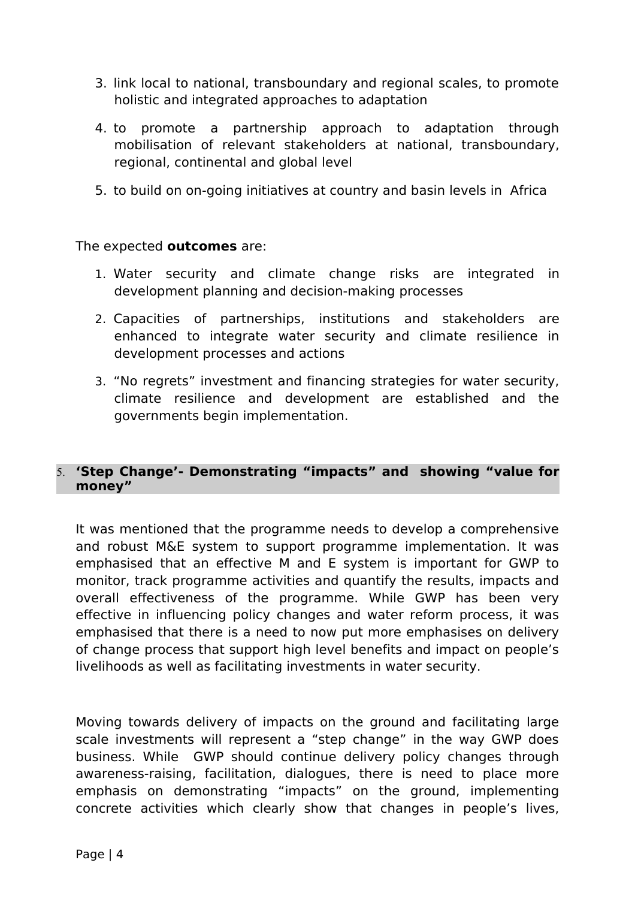3. link local to national, transboundary and regional scales, to promote holistic and integrated approaches to adaptation

4. to promote a partnership approach to adaptation through mobilisation of relevant stakeholders at national, transboundary, regional, continental and global level

5. to build on on-going initiatives at country and basin levels in Africa

The expected **outcomes** are:

1. Water security and climate change risks are integrated in development planning and decision-making processes

2. Capacities of partnerships, institutions and stakeholders are enhanced to integrate water security and climate resilience in development processes and actions

3. "No regrets" investment and financing strategies for water security, climate resilience and development are established and the governments begin implementation.

## 5. 'Step Change'- Demonstrating "impacts" and showing "value for money"

It was mentioned that the programme needs to develop a comprehensive and robust M&E system to support programme implementation. It was emphasised that an effective M and E system is important for GWP to monitor, track programme activities and quantify the results, impacts and overall effectiveness of the programme. While GWP has been very effective in influencing policy changes and water reform process, it was emphasised that there is a need to now put more emphasises on delivery of change process that support high level benefits and impact on people's livelihoods as well as facilitating investments in water security.

Moving towards delivery of impacts on the ground and facilitating large scale investments will represent a "step change" in the way GWP does business. While GWP should continue delivery policy changes through awareness-raising, facilitation, dialogues, there is need to place more emphasis on demonstrating "impacts" on the ground, implementing concrete activities which clearly show that changes in people's lives,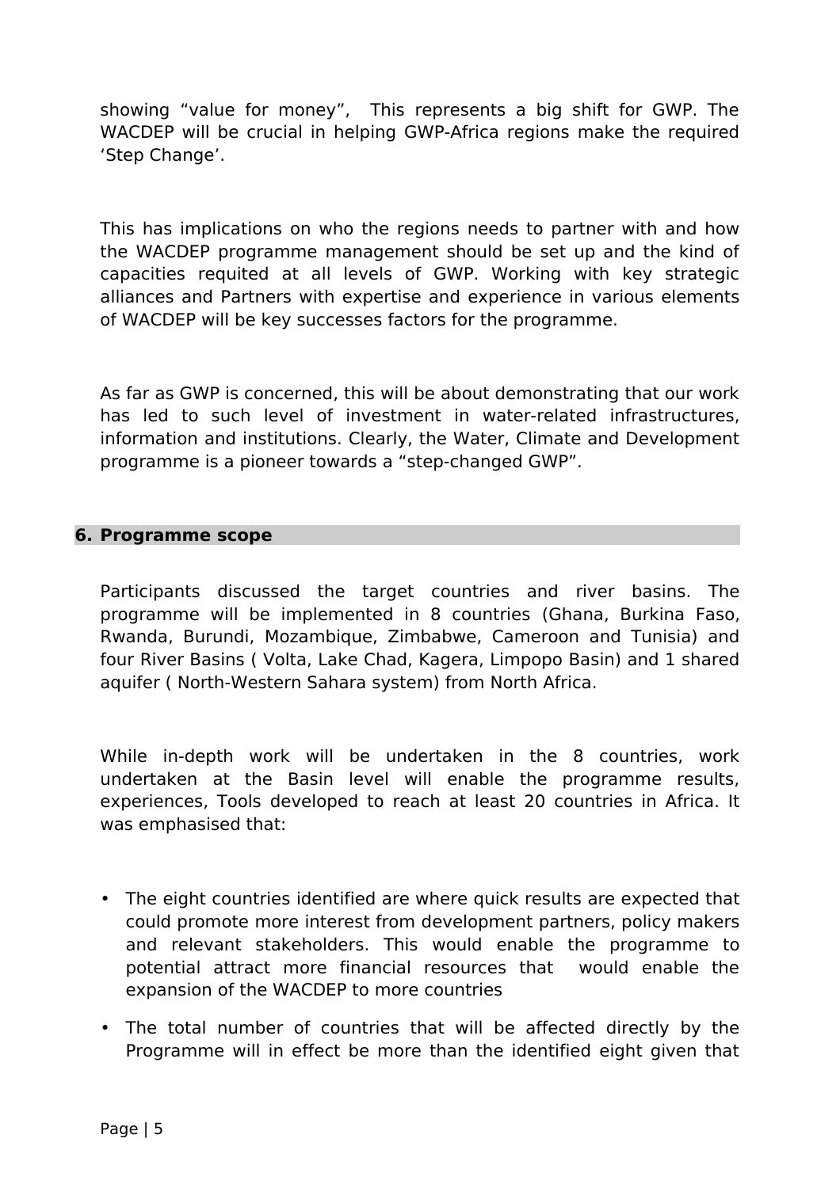showing "value for money", This represents a big shift for GWP. The WACDEP will be crucial in helping GWP-Africa regions make the required 'Step Change'.

This has implications on who the regions needs to partner with and how the WACDEP programme management should be set up and the kind of capacities requited at all levels of GWP. Working with key strategic alliances and Partners with expertise and experience in various elements of WACDEP will be key successes factors for the programme.

As far as GWP is concerned, this will be about demonstrating that our work has led to such level of investment in water-related infrastructures, information and institutions. Clearly, the Water, Climate and Development programme is a pioneer towards a "step-changed GWP".

## 6. Programme scope

Participants discussed the target countries and river basins. The programme will be implemented in 8 countries (Ghana, Burkina Faso, Rwanda, Burundi, Mozambique, Zimbabwe, Cameroon and Tunisia) and four River Basins ( Volta, Lake Chad, Kagera, Limpopo Basin) and 1 shared aquifer ( North-Western Sahara system) from North Africa.

While in-depth work will be undertaken in the 8 countries, work undertaken at the Basin level will enable the programme results, experiences, Tools developed to reach at least 20 countries in Africa. It was emphasised that:

- The eight countries identified are where quick results are expected that could promote more interest from development partners, policy makers and relevant stakeholders. This would enable the programme to potential attract more financial resources that would enable the expansion of the WACDEP to more countries
- The total number of countries that will be affected directly by the Programme will in effect be more than the identified eight given that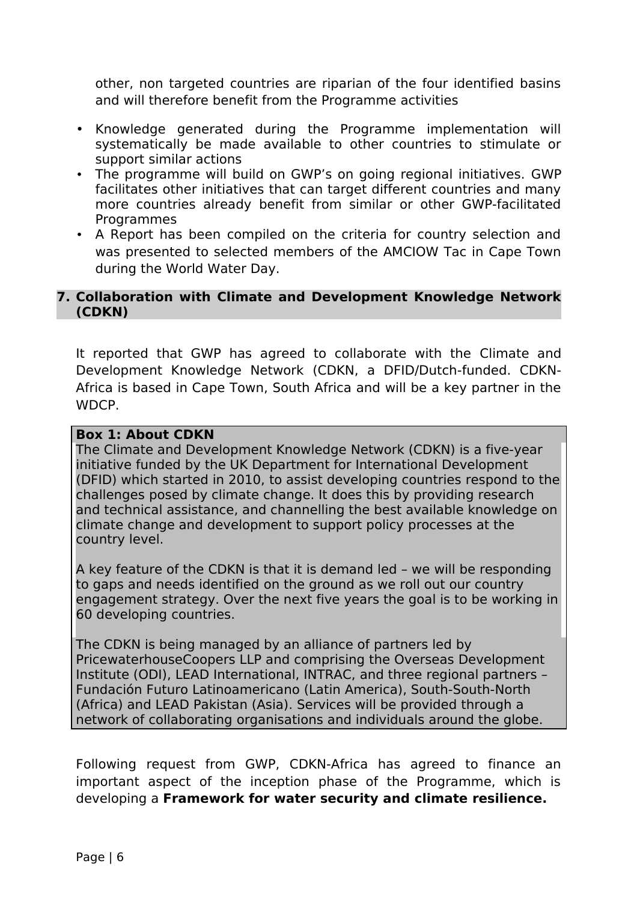other, non targeted countries are riparian of the four identified basins and will therefore benefit from the Programme activities

- Knowledge generated during the Programme implementation will systematically be made available to other countries to stimulate or support similar actions
- The programme will build on GWP's on going regional initiatives. GWP facilitates other initiatives that can target different countries and many more countries already benefit from similar or other GWP-facilitated Programmes
- A Report has been compiled on the criteria for country selection and was presented to selected members of the AMCIOW Tac in Cape Town during the World Water Day.

## 7. Collaboration with Climate and Development Knowledge Network (CDKN)

It reported that GWP has agreed to collaborate with the Climate and Development Knowledge Network (CDKN, a DFID/Dutch-funded. CDKN-Africa is based in Cape Town, South Africa and will be a key partner in the WDCP.

**Box 1: About CDKN**

The Climate and Development Knowledge Network (CDKN) is a five-year initiative funded by the UK Department for International Development (DFID) which started in 2010, to assist developing countries respond to the challenges posed by climate change. It does this by providing research and technical assistance, and channelling the best available knowledge on climate change and development to support policy processes at the country level.

A key feature of the CDKN is that it is demand led – we will be responding to gaps and needs identified on the ground as we roll out our country engagement strategy. Over the next five years the goal is to be working in 60 developing countries.

The CDKN is being managed by an alliance of partners led by PricewaterhouseCoopers LLP and comprising the Overseas Development Institute (ODI), LEAD International, INTRAC, and three regional partners – Fundación Futuro Latinoamericano (Latin America), South-South-North (Africa) and LEAD Pakistan (Asia). Services will be provided through a network of collaborating organisations and individuals around the globe.

Following request from GWP, CDKN-Africa has agreed to finance an important aspect of the inception phase of the Programme, which is developing a **Framework for water security and climate resilience.**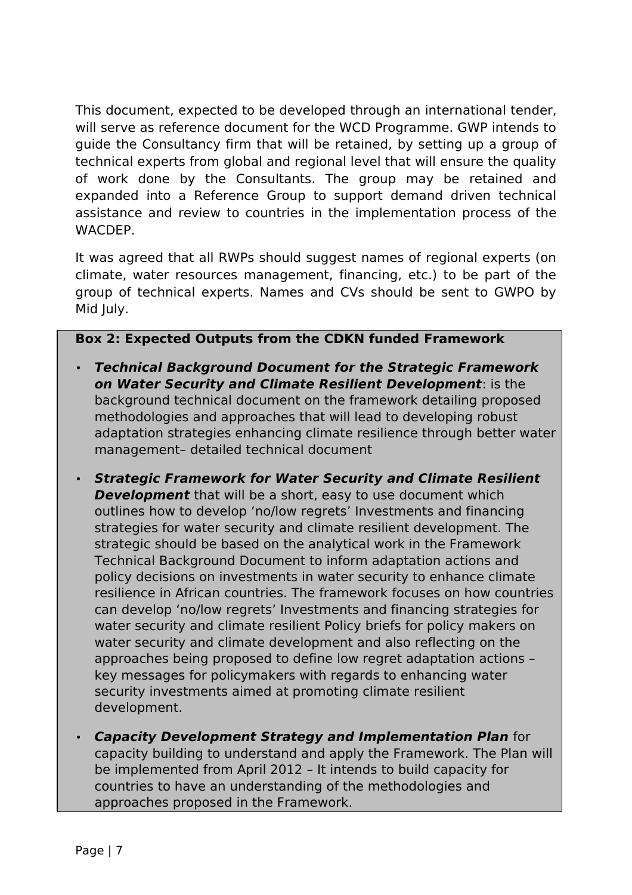This document, expected to be developed through an international tender, will serve as reference document for the WCD Programme. GWP intends to guide the Consultancy firm that will be retained, by setting up a group of technical experts from global and regional level that will ensure the quality of work done by the Consultants. The group may be retained and expanded into a Reference Group to support demand driven technical assistance and review to countries in the implementation process of the WACDEP.

It was agreed that all RWPs should suggest names of regional experts (on climate, water resources management, financing, etc.) to be part of the group of technical experts. Names and CVs should be sent to GWPO by Mid July.

**Box 2: Expected Outputs from the CDKN funded Framework**

- ***Technical Background Document for the Strategic Framework on Water Security and Climate Resilient Development***: is the background technical document on the framework detailing proposed methodologies and approaches that will lead to developing robust adaptation strategies enhancing climate resilience through better water management– detailed technical document
- ***Strategic Framework for Water Security and Climate Resilient Development*** that will be a short, easy to use document which outlines how to develop 'no/low regrets' Investments and financing strategies for water security and climate resilient development. The strategic should be based on the analytical work in the Framework Technical Background Document to inform adaptation actions and policy decisions on investments in water security to enhance climate resilience in African countries. The framework focuses on how countries can develop 'no/low regrets' Investments and financing strategies for water security and climate resilient Policy briefs for policy makers on water security and climate development and also reflecting on the approaches being proposed to define low regret adaptation actions – key messages for policymakers with regards to enhancing water security investments aimed at promoting climate resilient development.
- ***Capacity Development Strategy and Implementation Plan*** for capacity building to understand and apply the Framework. The Plan will be implemented from April 2012 – It intends to build capacity for countries to have an understanding of the methodologies and approaches proposed in the Framework.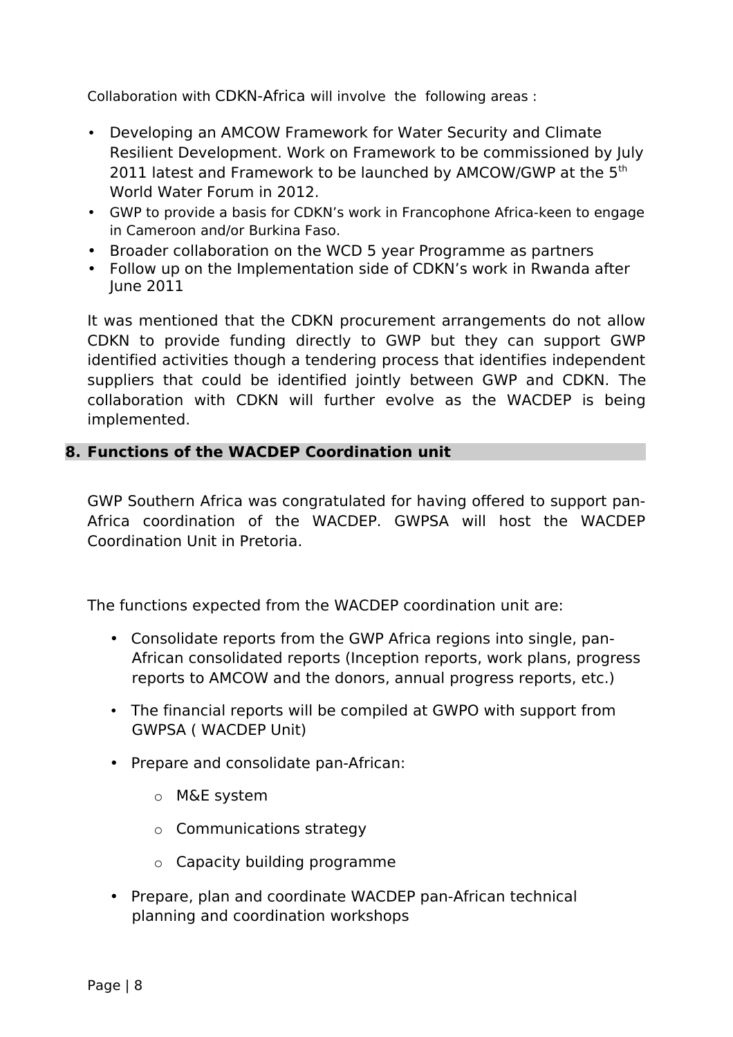Collaboration with CDKN-Africa will involve the following areas :

- Developing an AMCOW Framework for Water Security and Climate Resilient Development. Work on Framework to be commissioned by July 2011 latest and Framework to be launched by AMCOW/GWP at the 5th World Water Forum in 2012.
- GWP to provide a basis for CDKN's work in Francophone Africa-keen to engage in Cameroon and/or Burkina Faso.
- Broader collaboration on the WCD 5 year Programme as partners
- Follow up on the Implementation side of CDKN's work in Rwanda after June 2011

It was mentioned that the CDKN procurement arrangements do not allow CDKN to provide funding directly to GWP but they can support GWP identified activities though a tendering process that identifies independent suppliers that could be identified jointly between GWP and CDKN. The collaboration with CDKN will further evolve as the WACDEP is being implemented.

## 8. Functions of the WACDEP Coordination unit

GWP Southern Africa was congratulated for having offered to support pan-Africa coordination of the WACDEP. GWPSA will host the WACDEP Coordination Unit in Pretoria.

The functions expected from the WACDEP coordination unit are:

- Consolidate reports from the GWP Africa regions into single, pan-African consolidated reports (Inception reports, work plans, progress reports to AMCOW and the donors, annual progress reports, etc.)
- The financial reports will be compiled at GWPO with support from GWPSA ( WACDEP Unit)
- Prepare and consolidate pan-African:
    - M&E system
    - Communications strategy
    - Capacity building programme
- Prepare, plan and coordinate WACDEP pan-African technical planning and coordination workshops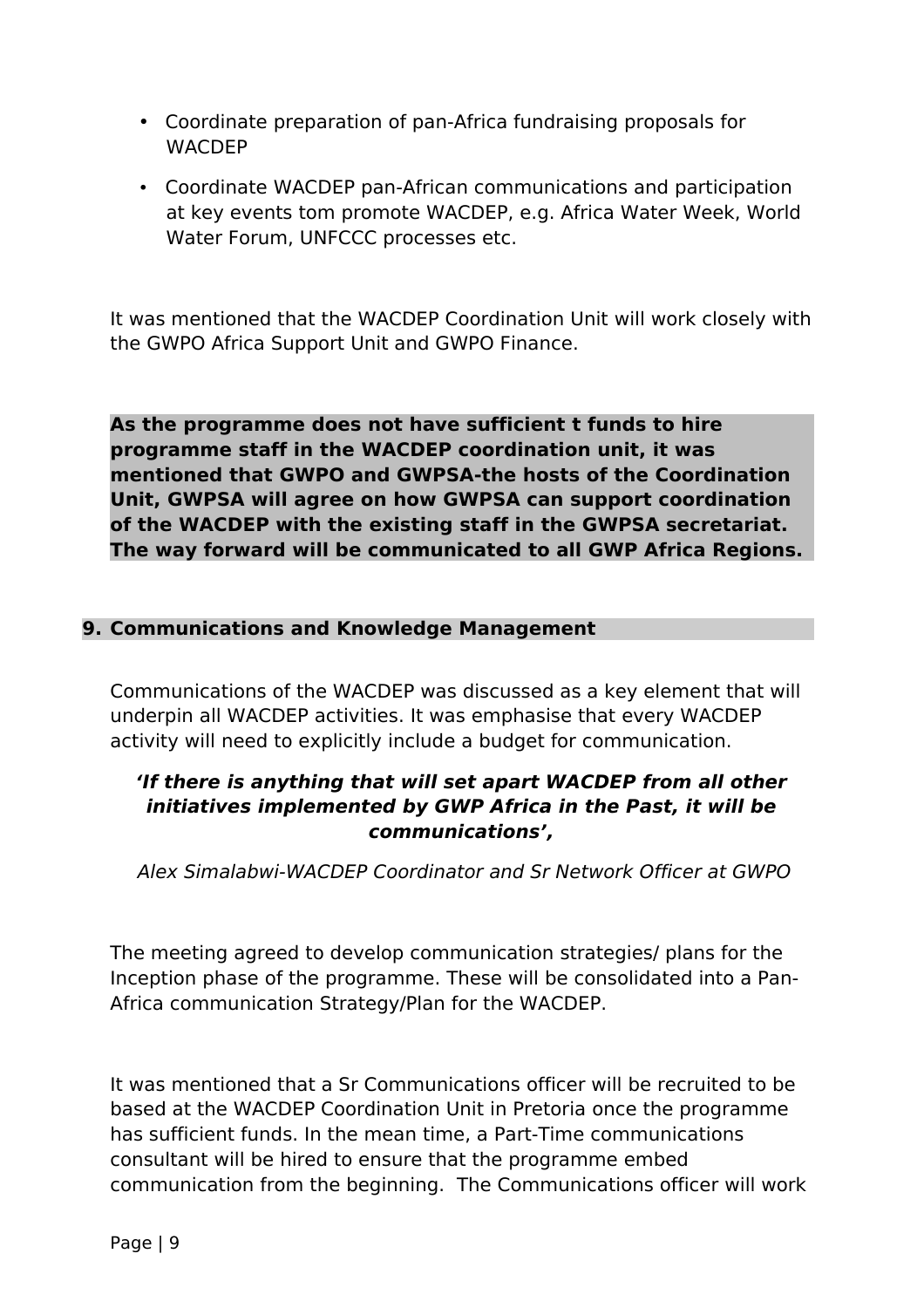- Coordinate preparation of pan-Africa fundraising proposals for WACDEP
- Coordinate WACDEP pan-African communications and participation at key events tom promote WACDEP, e.g. Africa Water Week, World Water Forum, UNFCCC processes etc.

It was mentioned that the WACDEP Coordination Unit will work closely with the GWPO Africa Support Unit and GWPO Finance.

**As the programme does not have sufficient t funds to hire programme staff in the WACDEP coordination unit, it was mentioned that GWPO and GWPSA-the hosts of the Coordination Unit, GWPSA will agree on how GWPSA can support coordination of the WACDEP with the existing staff in the GWPSA secretariat. The way forward will be communicated to all GWP Africa Regions.**

## 9. Communications and Knowledge Management

Communications of the WACDEP was discussed as a key element that will underpin all WACDEP activities. It was emphasise that every WACDEP activity will need to explicitly include a budget for communication.

> ***'If there is anything that will set apart WACDEP from all other initiatives implemented by GWP Africa in the Past, it will be communications',***
>
> *Alex Simalabwi-WACDEP Coordinator and Sr Network Officer at GWPO*

The meeting agreed to develop communication strategies/ plans for the Inception phase of the programme. These will be consolidated into a Pan-Africa communication Strategy/Plan for the WACDEP.

It was mentioned that a Sr Communications officer will be recruited to be based at the WACDEP Coordination Unit in Pretoria once the programme has sufficient funds. In the mean time, a Part-Time communications consultant will be hired to ensure that the programme embed communication from the beginning. The Communications officer will work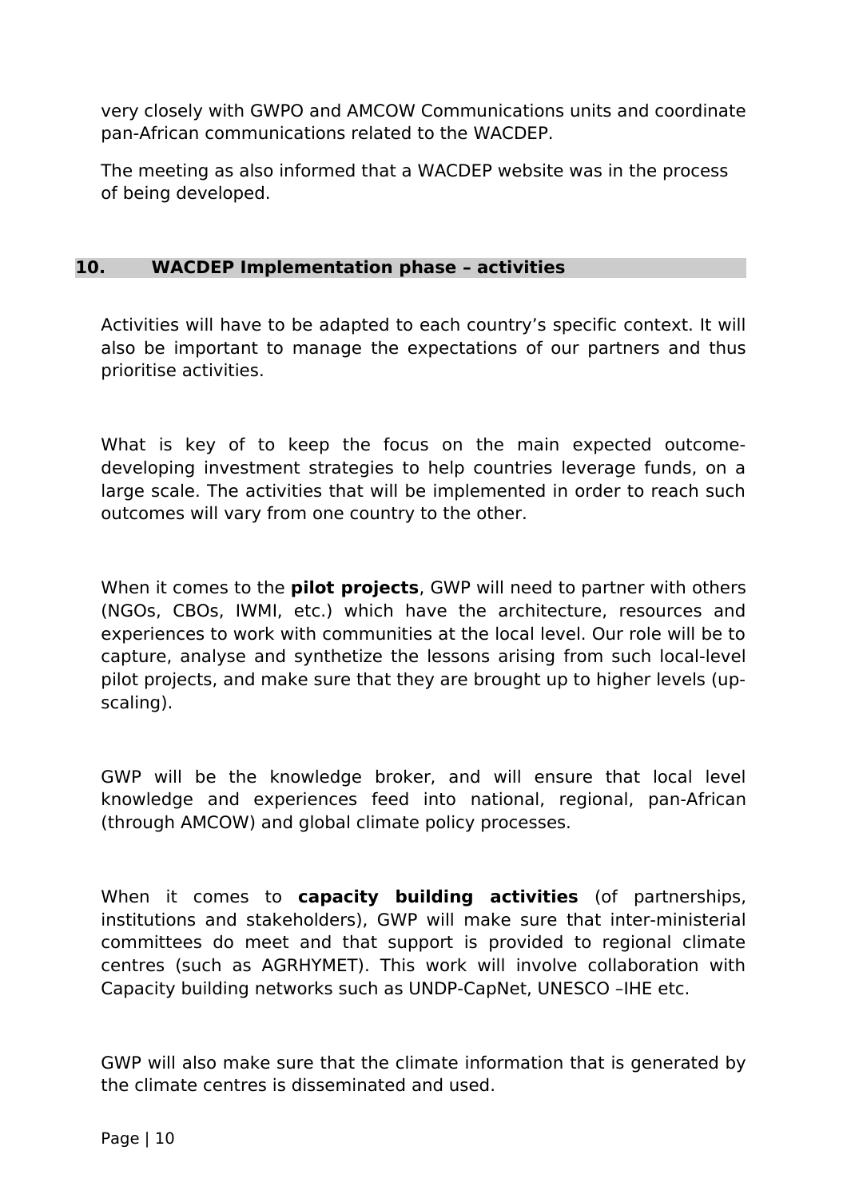very closely with GWPO and AMCOW Communications units and coordinate pan-African communications related to the WACDEP.

The meeting as also informed that a WACDEP website was in the process of being developed.

## 10. WACDEP Implementation phase – activities

Activities will have to be adapted to each country's specific context. It will also be important to manage the expectations of our partners and thus prioritise activities.

What is key of to keep the focus on the main expected outcome-developing investment strategies to help countries leverage funds, on a large scale. The activities that will be implemented in order to reach such outcomes will vary from one country to the other.

When it comes to the **pilot projects**, GWP will need to partner with others (NGOs, CBOs, IWMI, etc.) which have the architecture, resources and experiences to work with communities at the local level. Our role will be to capture, analyse and synthetize the lessons arising from such local-level pilot projects, and make sure that they are brought up to higher levels (up-scaling).

GWP will be the knowledge broker, and will ensure that local level knowledge and experiences feed into national, regional, pan-African (through AMCOW) and global climate policy processes.

When it comes to **capacity building activities** (of partnerships, institutions and stakeholders), GWP will make sure that inter-ministerial committees do meet and that support is provided to regional climate centres (such as AGRHYMET). This work will involve collaboration with Capacity building networks such as UNDP-CapNet, UNESCO –IHE etc.

GWP will also make sure that the climate information that is generated by the climate centres is disseminated and used.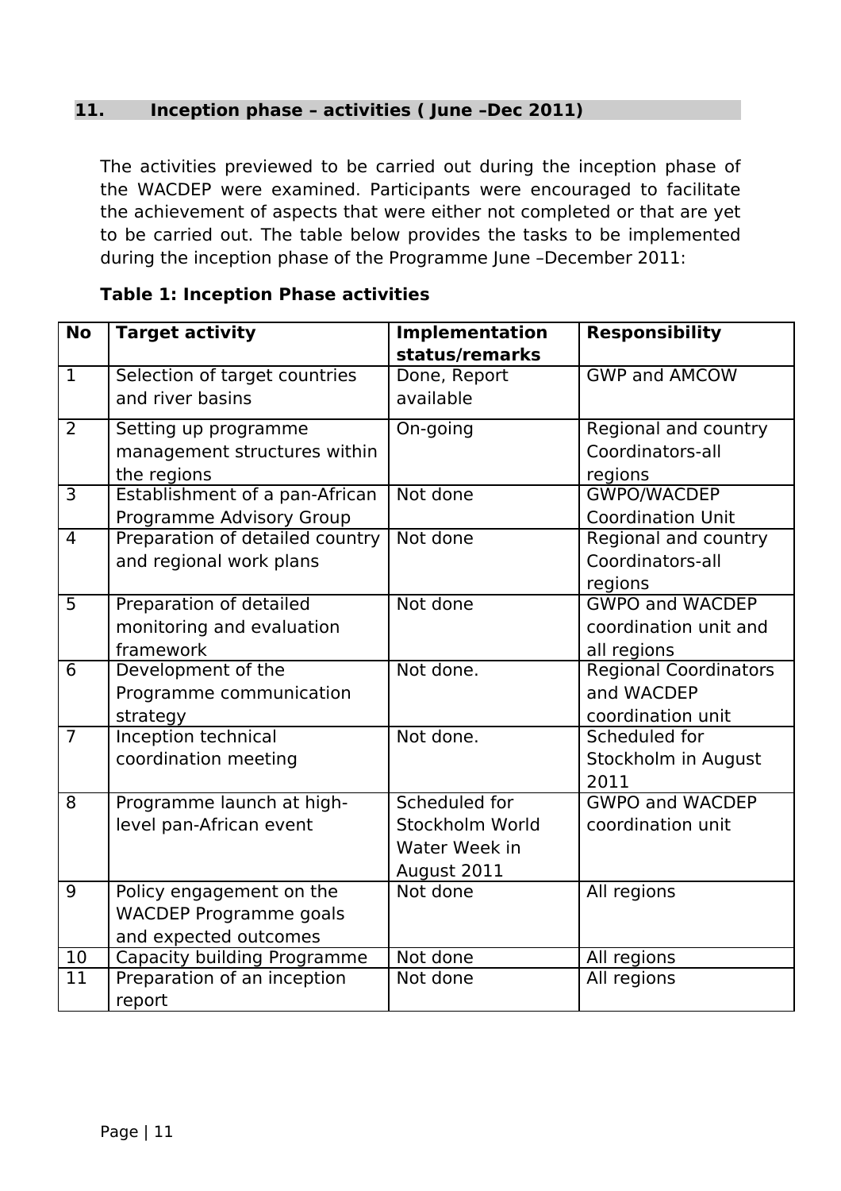## 11. Inception phase – activities ( June –Dec 2011)

The activities previewed to be carried out during the inception phase of the WACDEP were examined. Participants were encouraged to facilitate the achievement of aspects that were either not completed or that are yet to be carried out. The table below provides the tasks to be implemented during the inception phase of the Programme June –December 2011:

**Table 1: Inception Phase activities**

| No | Target activity | Implementation status/remarks | Responsibility |
|---|---|---|---|
| 1 | Selection of target countries and river basins | Done, Report available | GWP and AMCOW |
| 2 | Setting up programme management structures within the regions | On-going | Regional and country Coordinators-all regions |
| 3 | Establishment of a pan-African Programme Advisory Group | Not done | GWPO/WACDEP Coordination Unit |
| 4 | Preparation of detailed country and regional work plans | Not done | Regional and country Coordinators-all regions |
| 5 | Preparation of detailed monitoring and evaluation framework | Not done | GWPO and WACDEP coordination unit and all regions |
| 6 | Development of the Programme communication strategy | Not done. | Regional Coordinators and WACDEP coordination unit |
| 7 | Inception technical coordination meeting | Not done. | Scheduled for Stockholm in August 2011 |
| 8 | Programme launch at high-level pan-African event | Scheduled for Stockholm World Water Week in August 2011 | GWPO and WACDEP coordination unit |
| 9 | Policy engagement on the WACDEP Programme goals and expected outcomes | Not done | All regions |
| 10 | Capacity building Programme | Not done | All regions |
| 11 | Preparation of an inception report | Not done | All regions |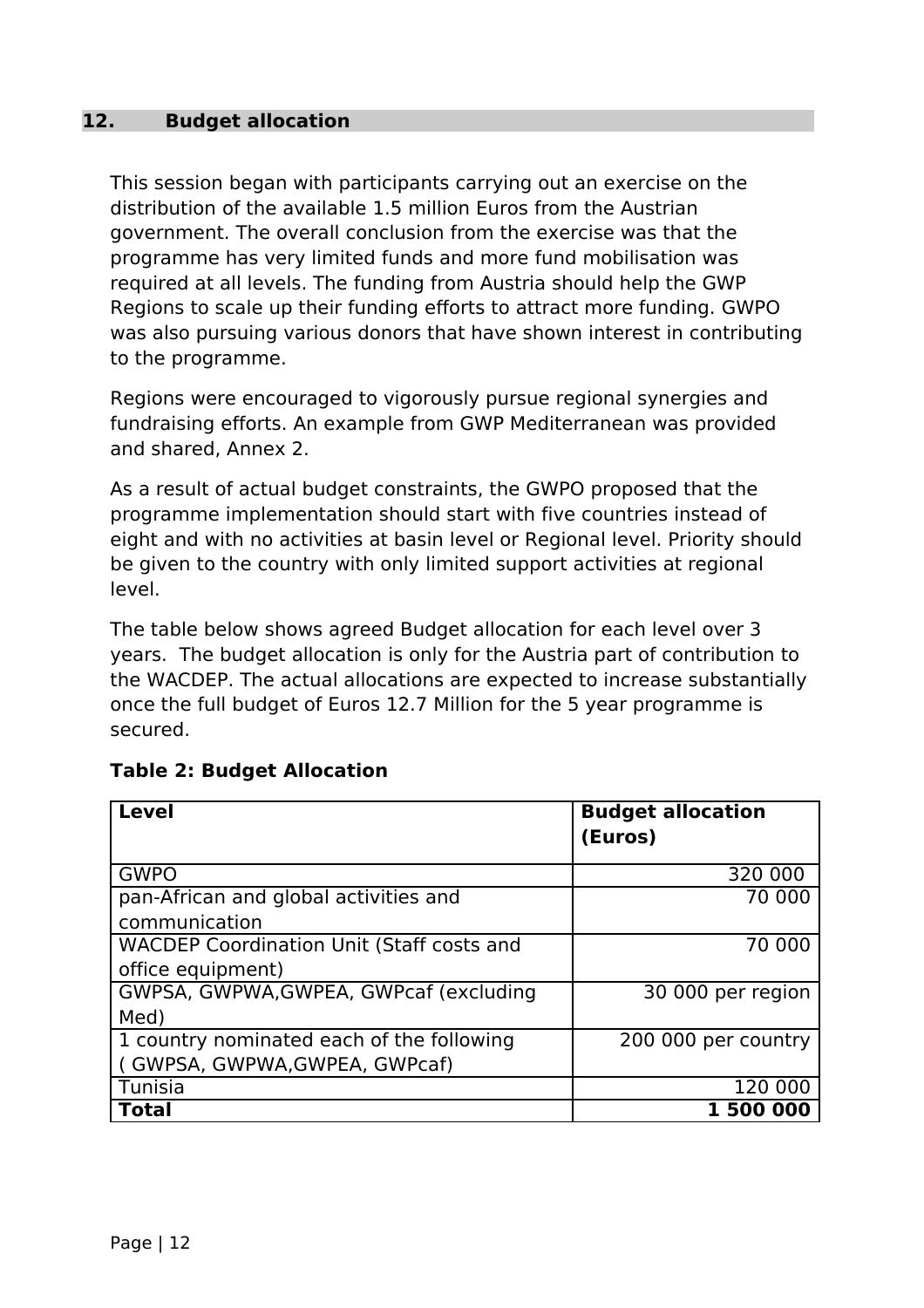## 12. Budget allocation

This session began with participants carrying out an exercise on the distribution of the available 1.5 million Euros from the Austrian government. The overall conclusion from the exercise was that the programme has very limited funds and more fund mobilisation was required at all levels. The funding from Austria should help the GWP Regions to scale up their funding efforts to attract more funding. GWPO was also pursuing various donors that have shown interest in contributing to the programme.

Regions were encouraged to vigorously pursue regional synergies and fundraising efforts. An example from GWP Mediterranean was provided and shared, Annex 2.

As a result of actual budget constraints, the GWPO proposed that the programme implementation should start with five countries instead of eight and with no activities at basin level or Regional level. Priority should be given to the country with only limited support activities at regional level.

The table below shows agreed Budget allocation for each level over 3 years. The budget allocation is only for the Austria part of contribution to the WACDEP. The actual allocations are expected to increase substantially once the full budget of Euros 12.7 Million for the 5 year programme is secured.

**Table 2: Budget Allocation**

| Level | Budget allocation (Euros) |
|---|---:|
| GWPO | 320 000 |
| pan-African and global activities and communication | 70 000 |
| WACDEP Coordination Unit (Staff costs and office equipment) | 70 000 |
| GWPSA, GWPWA,GWPEA, GWPcaf (excluding Med) | 30 000 per region |
| 1 country nominated each of the following ( GWPSA, GWPWA,GWPEA, GWPcaf) | 200 000 per country |
| Tunisia | 120 000 |
| **Total** | **1 500 000** |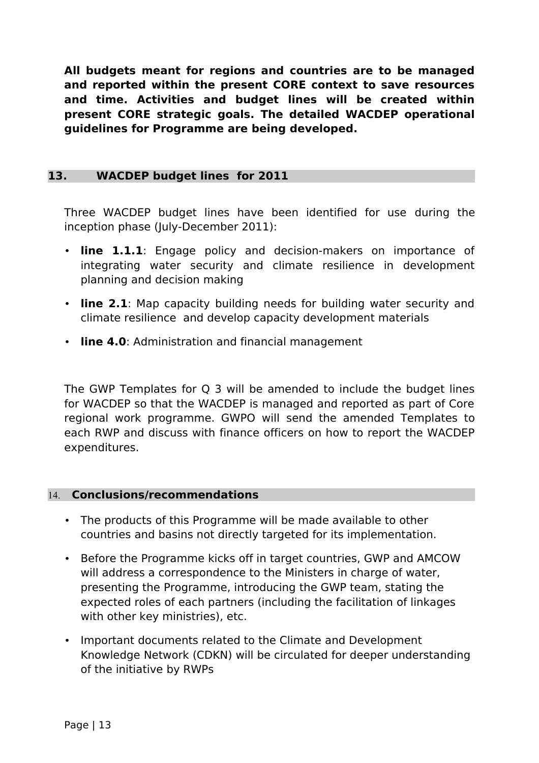**All budgets meant for regions and countries are to be managed and reported within the present CORE context to save resources and time. Activities and budget lines will be created within present CORE strategic goals. The detailed WACDEP operational guidelines for Programme are being developed.**

## 13. WACDEP budget lines for 2011

Three WACDEP budget lines have been identified for use during the inception phase (July-December 2011):

- **line 1.1.1**: Engage policy and decision-makers on importance of integrating water security and climate resilience in development planning and decision making
- **line 2.1**: Map capacity building needs for building water security and climate resilience and develop capacity development materials
- **line 4.0**: Administration and financial management

The GWP Templates for Q 3 will be amended to include the budget lines for WACDEP so that the WACDEP is managed and reported as part of Core regional work programme. GWPO will send the amended Templates to each RWP and discuss with finance officers on how to report the WACDEP expenditures.

## 14. Conclusions/recommendations

- The products of this Programme will be made available to other countries and basins not directly targeted for its implementation.
- Before the Programme kicks off in target countries, GWP and AMCOW will address a correspondence to the Ministers in charge of water, presenting the Programme, introducing the GWP team, stating the expected roles of each partners (including the facilitation of linkages with other key ministries), etc.
- Important documents related to the Climate and Development Knowledge Network (CDKN) will be circulated for deeper understanding of the initiative by RWPs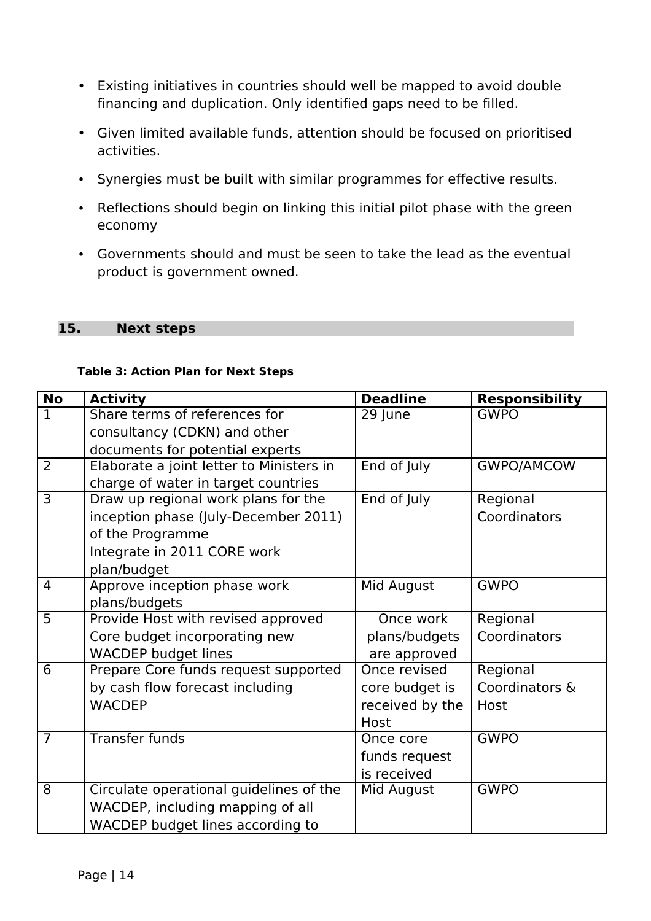- Existing initiatives in countries should well be mapped to avoid double financing and duplication. Only identified gaps need to be filled.
- Given limited available funds, attention should be focused on prioritised activities.
- Synergies must be built with similar programmes for effective results.
- Reflections should begin on linking this initial pilot phase with the green economy
- Governments should and must be seen to take the lead as the eventual product is government owned.

## 15. Next steps

**Table 3: Action Plan for Next Steps**

| No | Activity | Deadline | Responsibility |
|---|---|---|---|
| 1 | Share terms of references for consultancy (CDKN) and other documents for potential experts | 29 June | GWPO |
| 2 | Elaborate a joint letter to Ministers in charge of water in target countries | End of July | GWPO/AMCOW |
| 3 | Draw up regional work plans for the inception phase (July-December 2011) of the Programme<br>Integrate in 2011 CORE work plan/budget | End of July | Regional Coordinators |
| 4 | Approve inception phase work plans/budgets | Mid August | GWPO |
| 5 | Provide Host with revised approved Core budget incorporating new WACDEP budget lines | Once work plans/budgets are approved | Regional Coordinators |
| 6 | Prepare Core funds request supported by cash flow forecast including WACDEP | Once revised core budget is received by the Host | Regional Coordinators & Host |
| 7 | Transfer funds | Once core funds request is received | GWPO |
| 8 | Circulate operational guidelines of the WACDEP, including mapping of all WACDEP budget lines according to | Mid August | GWPO |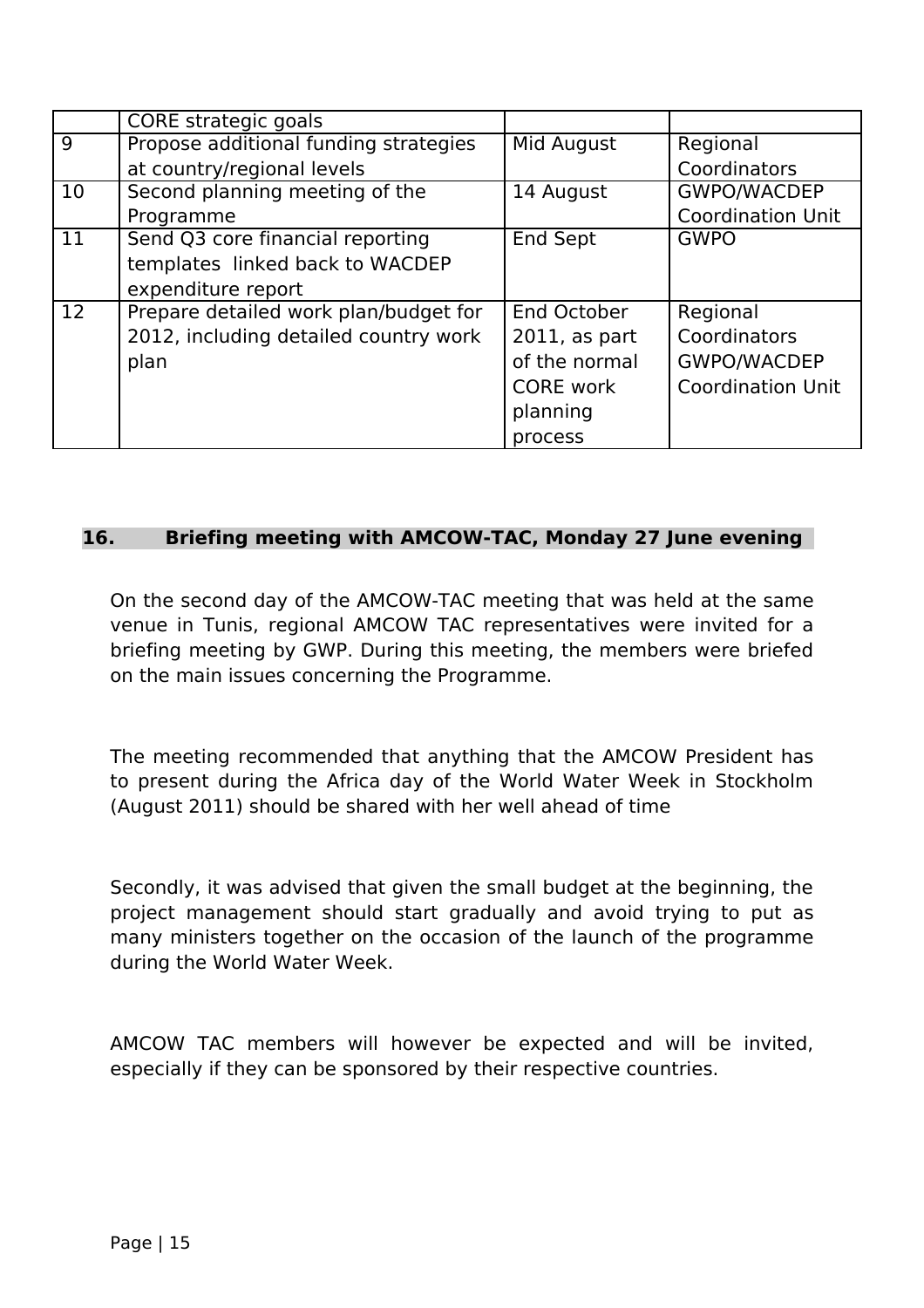|  | CORE strategic goals |  |  |
|---|---|---|---|
| 9 | Propose additional funding strategies at country/regional levels | Mid August | Regional Coordinators |
| 10 | Second planning meeting of the Programme | 14 August | GWPO/WACDEP Coordination Unit |
| 11 | Send Q3 core financial reporting templates linked back to WACDEP expenditure report | End Sept | GWPO |
| 12 | Prepare detailed work plan/budget for 2012, including detailed country work plan | End October 2011, as part of the normal CORE work planning process | Regional Coordinators GWPO/WACDEP Coordination Unit |

## 16. Briefing meeting with AMCOW-TAC, Monday 27 June evening

On the second day of the AMCOW-TAC meeting that was held at the same venue in Tunis, regional AMCOW TAC representatives were invited for a briefing meeting by GWP. During this meeting, the members were briefed on the main issues concerning the Programme.

The meeting recommended that anything that the AMCOW President has to present during the Africa day of the World Water Week in Stockholm (August 2011) should be shared with her well ahead of time

Secondly, it was advised that given the small budget at the beginning, the project management should start gradually and avoid trying to put as many ministers together on the occasion of the launch of the programme during the World Water Week.

AMCOW TAC members will however be expected and will be invited, especially if they can be sponsored by their respective countries.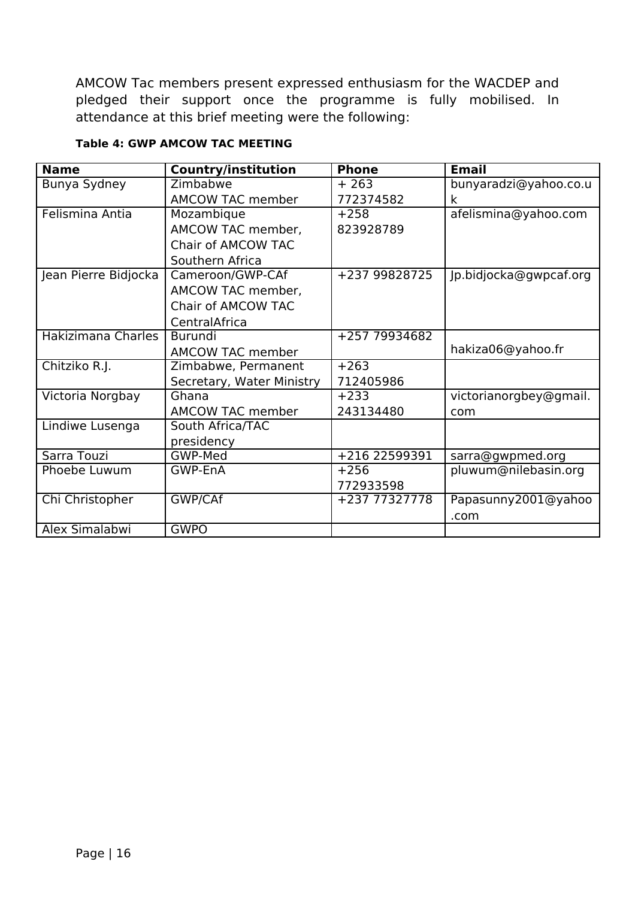AMCOW Tac members present expressed enthusiasm for the WACDEP and pledged their support once the programme is fully mobilised. In attendance at this brief meeting were the following:

**Table 4: GWP AMCOW TAC MEETING**

| Name | Country/institution | Phone | Email |
|---|---|---|---|
| Bunya Sydney | Zimbabwe AMCOW TAC member | + 263 772374582 | bunyaradzi@yahoo.co.uk |
| Felismina Antia | Mozambique AMCOW TAC member, Chair of AMCOW TAC Southern Africa | +258 823928789 | afelismina@yahoo.com |
| Jean Pierre Bidjocka | Cameroon/GWP-CAf AMCOW TAC member, Chair of AMCOW TAC CentralAfrica | +237 99828725 | Jp.bidjocka@gwpcaf.org |
| Hakizimana Charles | Burundi AMCOW TAC member | +257 79934682 | hakiza06@yahoo.fr |
| Chitziko R.J. | Zimbabwe, Permanent Secretary, Water Ministry | +263 712405986 | |
| Victoria Norgbay | Ghana AMCOW TAC member | +233 243134480 | victorianorgbey@gmail.com |
| Lindiwe Lusenga | South Africa/TAC presidency | | |
| Sarra Touzi | GWP-Med | +216 22599391 | sarra@gwpmed.org |
| Phoebe Luwum | GWP-EnA | +256 772933598 | pluwum@nilebasin.org |
| Chi Christopher | GWP/CAf | +237 77327778 | Papasunny2001@yahoo.com |
| Alex Simalabwi | GWPO | | |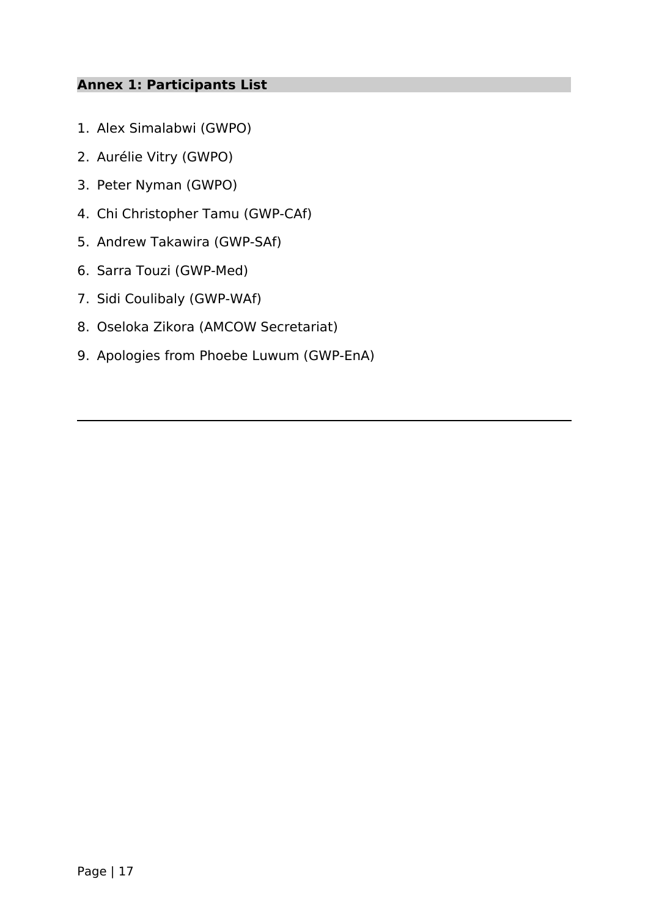## Annex 1: Participants List

1. Alex Simalabwi (GWPO)
2. Aurélie Vitry (GWPO)
3. Peter Nyman (GWPO)
4. Chi Christopher Tamu (GWP-CAf)
5. Andrew Takawira (GWP-SAf)
6. Sarra Touzi (GWP-Med)
7. Sidi Coulibaly (GWP-WAf)
8. Oseloka Zikora (AMCOW Secretariat)
9. Apologies from Phoebe Luwum (GWP-EnA)

---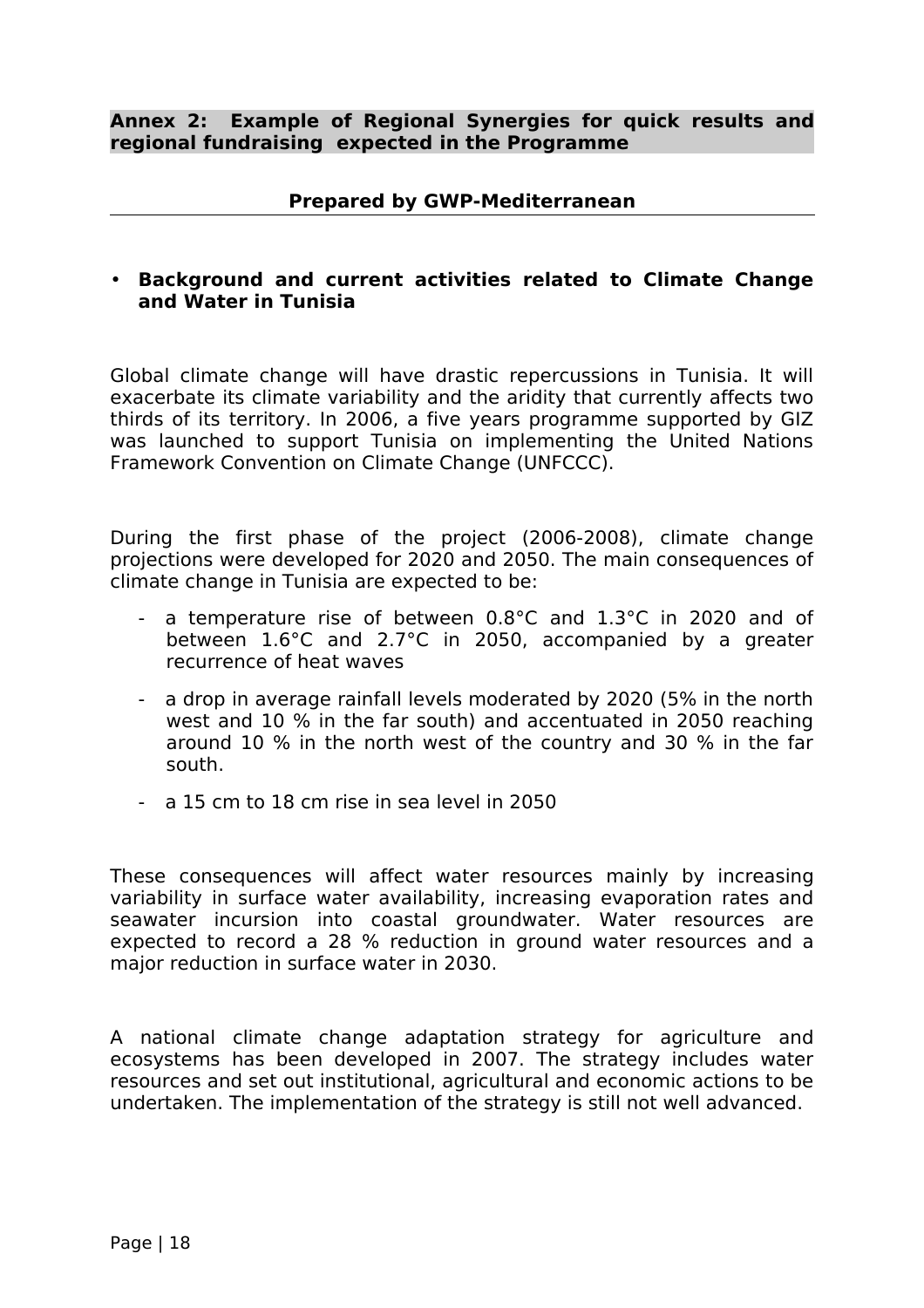**Annex 2: Example of Regional Synergies for quick results and regional fundraising expected in the Programme**

**Prepared by GWP-Mediterranean**

- **Background and current activities related to Climate Change and Water in Tunisia**

Global climate change will have drastic repercussions in Tunisia. It will exacerbate its climate variability and the aridity that currently affects two thirds of its territory. In 2006, a five years programme supported by GIZ was launched to support Tunisia on implementing the United Nations Framework Convention on Climate Change (UNFCCC).

During the first phase of the project (2006-2008), climate change projections were developed for 2020 and 2050. The main consequences of climate change in Tunisia are expected to be:

- a temperature rise of between 0.8°C and 1.3°C in 2020 and of between 1.6°C and 2.7°C in 2050, accompanied by a greater recurrence of heat waves
- a drop in average rainfall levels moderated by 2020 (5% in the north west and 10 % in the far south) and accentuated in 2050 reaching around 10 % in the north west of the country and 30 % in the far south.
- a 15 cm to 18 cm rise in sea level in 2050

These consequences will affect water resources mainly by increasing variability in surface water availability, increasing evaporation rates and seawater incursion into coastal groundwater. Water resources are expected to record a 28 % reduction in ground water resources and a major reduction in surface water in 2030.

A national climate change adaptation strategy for agriculture and ecosystems has been developed in 2007. The strategy includes water resources and set out institutional, agricultural and economic actions to be undertaken. The implementation of the strategy is still not well advanced.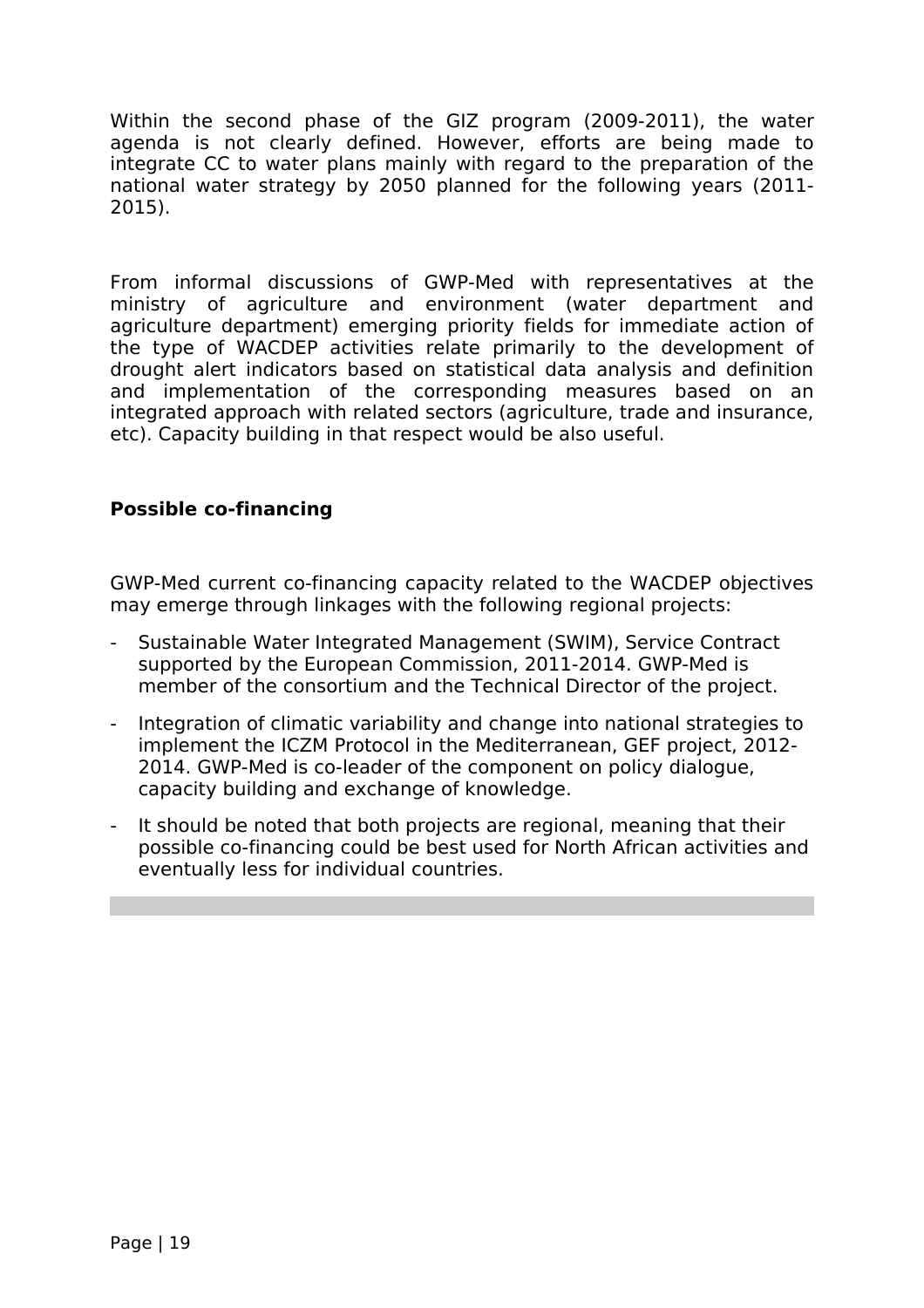Within the second phase of the GIZ program (2009-2011), the water agenda is not clearly defined. However, efforts are being made to integrate CC to water plans mainly with regard to the preparation of the national water strategy by 2050 planned for the following years (2011-2015).

From informal discussions of GWP-Med with representatives at the ministry of agriculture and environment (water department and agriculture department) emerging priority fields for immediate action of the type of WACDEP activities relate primarily to the development of drought alert indicators based on statistical data analysis and definition and implementation of the corresponding measures based on an integrated approach with related sectors (agriculture, trade and insurance, etc). Capacity building in that respect would be also useful.

**Possible co-financing**

GWP-Med current co-financing capacity related to the WACDEP objectives may emerge through linkages with the following regional projects:

- Sustainable Water Integrated Management (SWIM), Service Contract supported by the European Commission, 2011-2014. GWP-Med is member of the consortium and the Technical Director of the project.
- Integration of climatic variability and change into national strategies to implement the ICZM Protocol in the Mediterranean, GEF project, 2012-2014. GWP-Med is co-leader of the component on policy dialogue, capacity building and exchange of knowledge.
- It should be noted that both projects are regional, meaning that their possible co-financing could be best used for North African activities and eventually less for individual countries.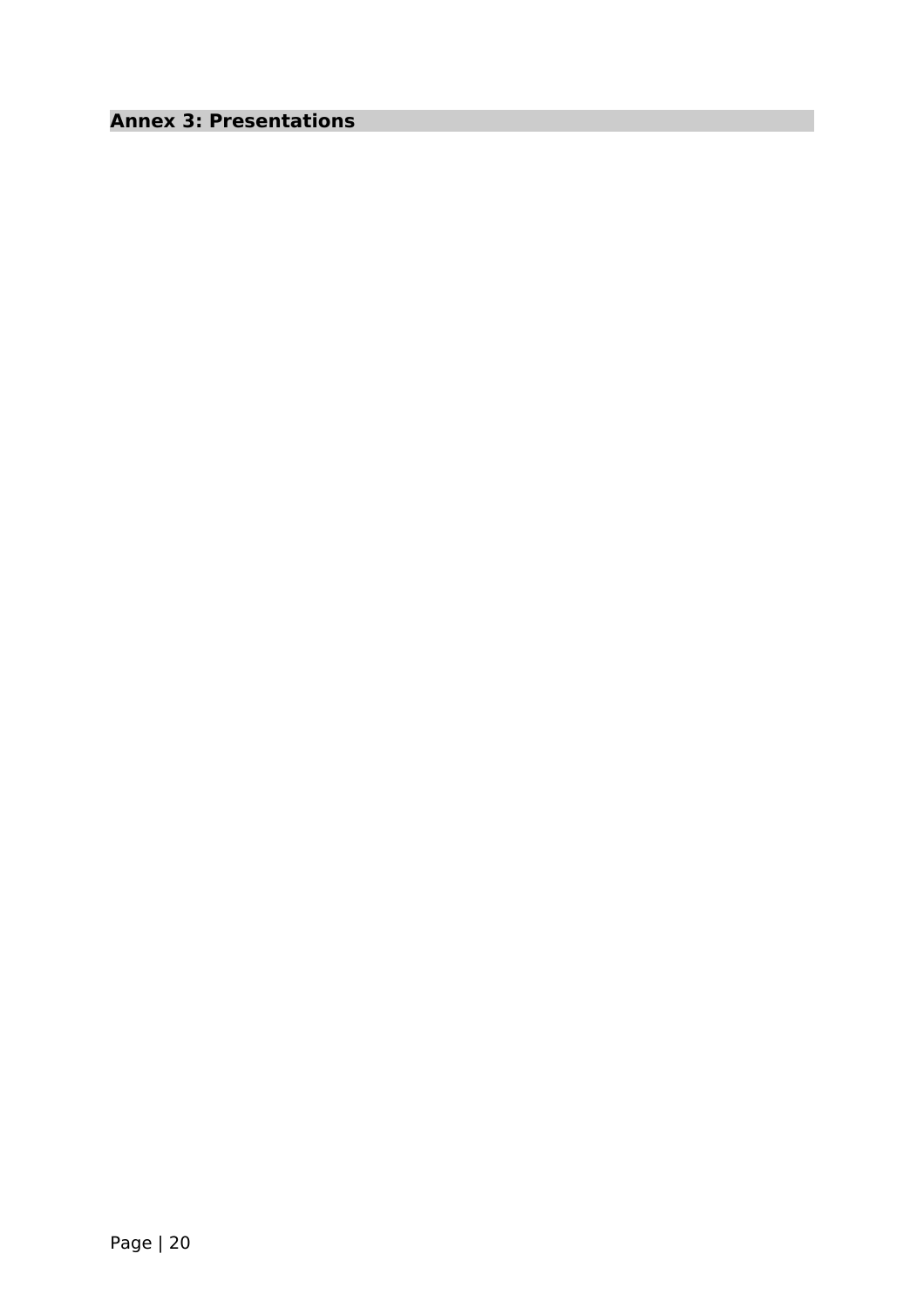## Annex 3: Presentations